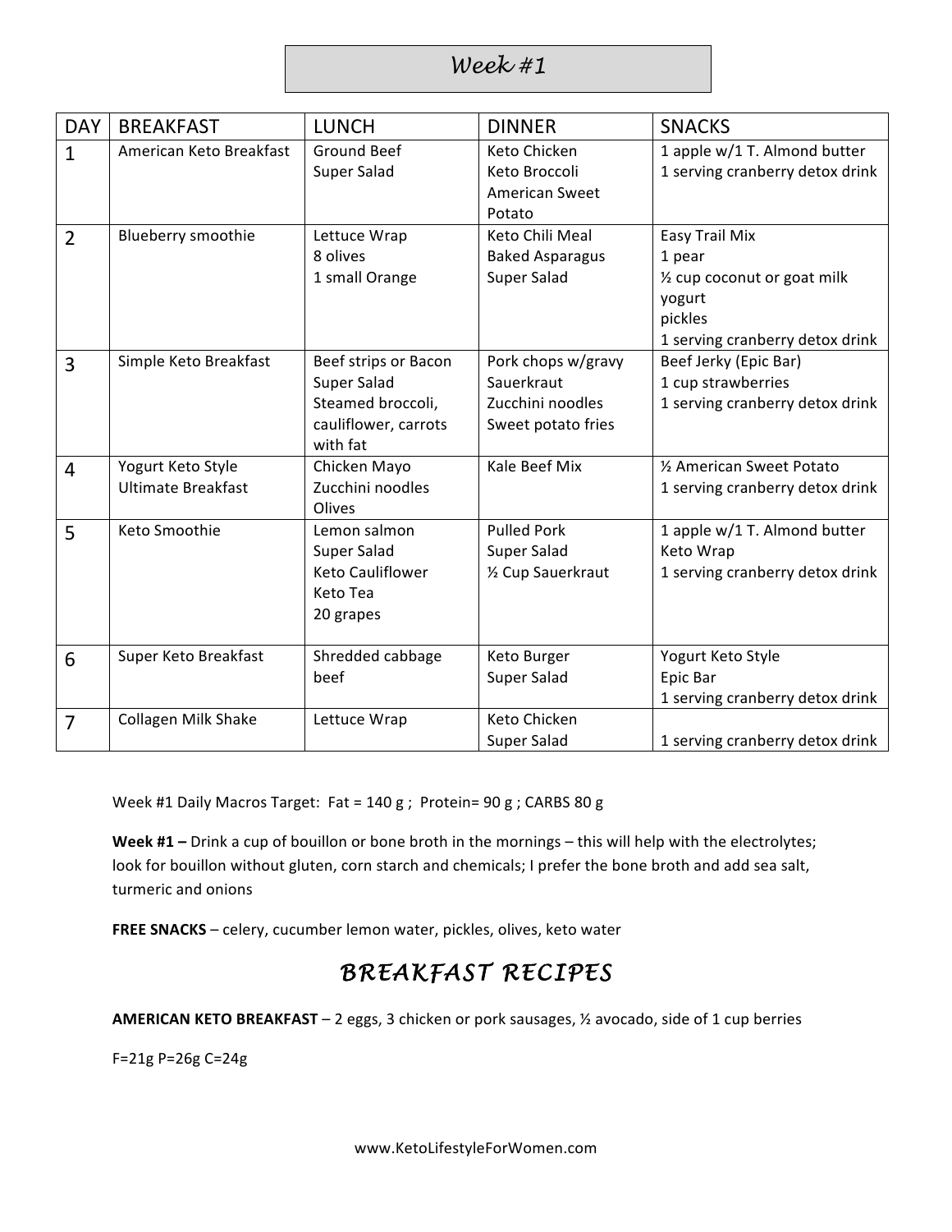# *Week #1*

| DAY | BREAKFAST | LUNCH | DINNER | SNACKS |
|---|---|---|---|---|
| 1 | American Keto Breakfast | Ground Beef<br>Super Salad | Keto Chicken<br>Keto Broccoli<br>American Sweet Potato | 1 apple w/1 T. Almond butter<br>1 serving cranberry detox drink |
| 2 | Blueberry smoothie | Lettuce Wrap<br>8 olives<br>1 small Orange | Keto Chili Meal<br>Baked Asparagus<br>Super Salad | Easy Trail Mix<br>1 pear<br>½ cup coconut or goat milk yogurt<br>pickles<br>1 serving cranberry detox drink |
| 3 | Simple Keto Breakfast | Beef strips or Bacon<br>Super Salad<br>Steamed broccoli, cauliflower, carrots with fat | Pork chops w/gravy<br>Sauerkraut<br>Zucchini noodles<br>Sweet potato fries | Beef Jerky (Epic Bar)<br>1 cup strawberries<br>1 serving cranberry detox drink |
| 4 | Yogurt Keto Style<br>Ultimate Breakfast | Chicken Mayo<br>Zucchini noodles<br>Olives | Kale Beef Mix | ½ American Sweet Potato<br>1 serving cranberry detox drink |
| 5 | Keto Smoothie | Lemon salmon<br>Super Salad<br>Keto Cauliflower<br>Keto Tea<br>20 grapes | Pulled Pork<br>Super Salad<br>½ Cup Sauerkraut | 1 apple w/1 T. Almond butter<br>Keto Wrap<br>1 serving cranberry detox drink |
| 6 | Super Keto Breakfast | Shredded cabbage beef | Keto Burger<br>Super Salad | Yogurt Keto Style<br>Epic Bar<br>1 serving cranberry detox drink |
| 7 | Collagen Milk Shake | Lettuce Wrap | Keto Chicken<br>Super Salad | 1 serving cranberry detox drink |

Week #1 Daily Macros Target: Fat = 140 g ; Protein= 90 g ; CARBS 80 g

**Week #1 –** Drink a cup of bouillon or bone broth in the mornings – this will help with the electrolytes; look for bouillon without gluten, corn starch and chemicals; I prefer the bone broth and add sea salt, turmeric and onions

**FREE SNACKS** – celery, cucumber lemon water, pickles, olives, keto water

## *BREAKFAST RECIPES*

**AMERICAN KETO BREAKFAST** – 2 eggs, 3 chicken or pork sausages, ½ avocado, side of 1 cup berries

F=21g P=26g C=24g

www.KetoLifestyleForWomen.com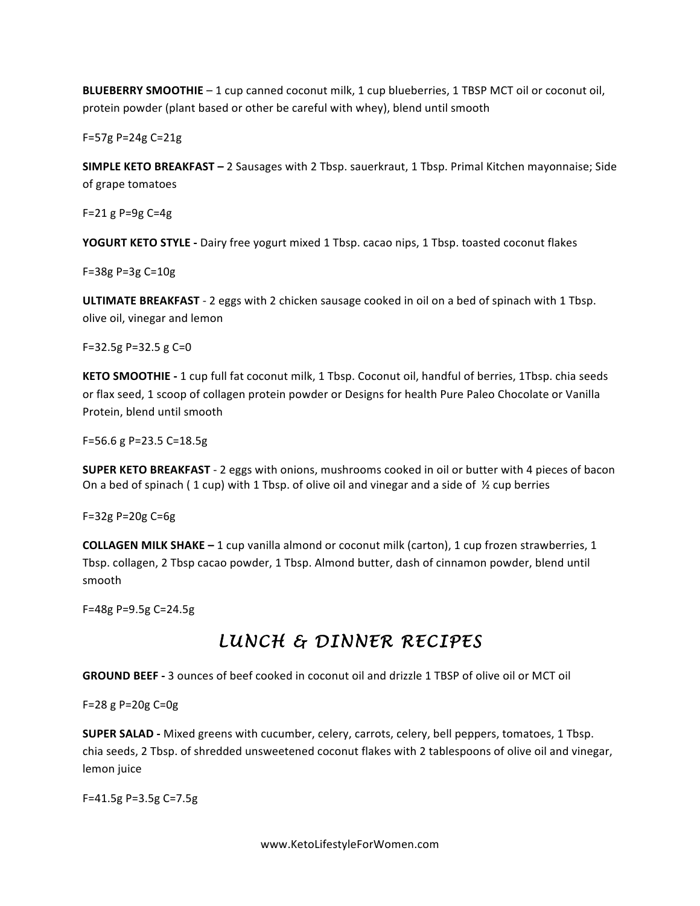**BLUEBERRY SMOOTHIE** – 1 cup canned coconut milk, 1 cup blueberries, 1 TBSP MCT oil or coconut oil, protein powder (plant based or other be careful with whey), blend until smooth

F=57g P=24g C=21g

**SIMPLE KETO BREAKFAST –** 2 Sausages with 2 Tbsp. sauerkraut, 1 Tbsp. Primal Kitchen mayonnaise; Side of grape tomatoes

F=21 g P=9g C=4g

**YOGURT KETO STYLE -** Dairy free yogurt mixed 1 Tbsp. cacao nips, 1 Tbsp. toasted coconut flakes

F=38g P=3g C=10g

**ULTIMATE BREAKFAST** - 2 eggs with 2 chicken sausage cooked in oil on a bed of spinach with 1 Tbsp. olive oil, vinegar and lemon

F=32.5g P=32.5 g C=0

**KETO SMOOTHIE -** 1 cup full fat coconut milk, 1 Tbsp. Coconut oil, handful of berries, 1Tbsp. chia seeds or flax seed, 1 scoop of collagen protein powder or Designs for health Pure Paleo Chocolate or Vanilla Protein, blend until smooth

F=56.6 g P=23.5 C=18.5g

**SUPER KETO BREAKFAST** - 2 eggs with onions, mushrooms cooked in oil or butter with 4 pieces of bacon On a bed of spinach ( 1 cup) with 1 Tbsp. of olive oil and vinegar and a side of ½ cup berries

F=32g P=20g C=6g

**COLLAGEN MILK SHAKE –** 1 cup vanilla almond or coconut milk (carton), 1 cup frozen strawberries, 1 Tbsp. collagen, 2 Tbsp cacao powder, 1 Tbsp. Almond butter, dash of cinnamon powder, blend until smooth

F=48g P=9.5g C=24.5g

## *LUNCH & DINNER RECIPES*

**GROUND BEEF -** 3 ounces of beef cooked in coconut oil and drizzle 1 TBSP of olive oil or MCT oil

F=28 g P=20g C=0g

**SUPER SALAD -** Mixed greens with cucumber, celery, carrots, celery, bell peppers, tomatoes, 1 Tbsp. chia seeds, 2 Tbsp. of shredded unsweetened coconut flakes with 2 tablespoons of olive oil and vinegar, lemon juice

F=41.5g P=3.5g C=7.5g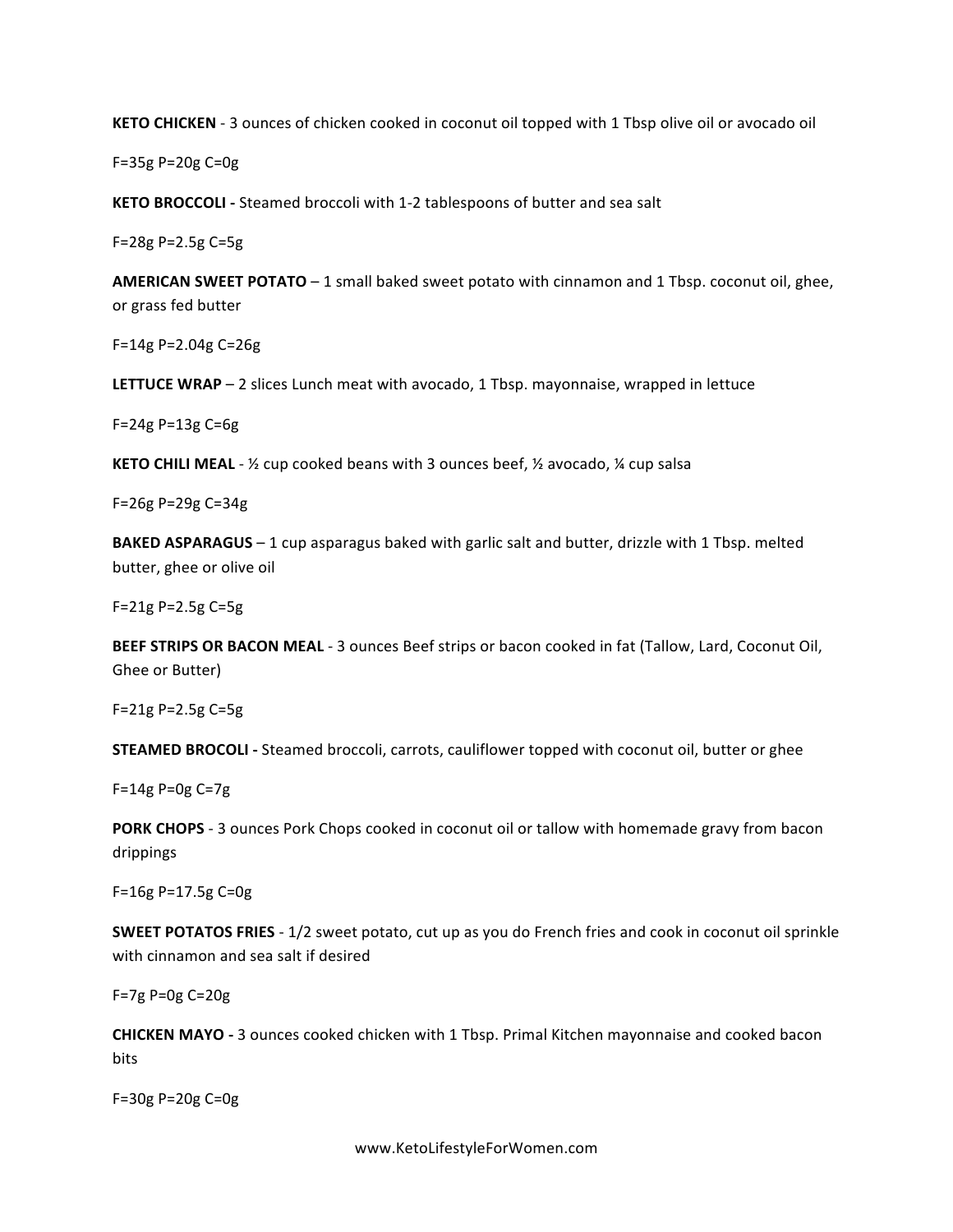**KETO CHICKEN** - 3 ounces of chicken cooked in coconut oil topped with 1 Tbsp olive oil or avocado oil

F=35g P=20g C=0g

**KETO BROCCOLI -** Steamed broccoli with 1-2 tablespoons of butter and sea salt

F=28g P=2.5g C=5g

**AMERICAN SWEET POTATO** – 1 small baked sweet potato with cinnamon and 1 Tbsp. coconut oil, ghee, or grass fed butter

F=14g P=2.04g C=26g

**LETTUCE WRAP** – 2 slices Lunch meat with avocado, 1 Tbsp. mayonnaise, wrapped in lettuce

F=24g P=13g C=6g

**KETO CHILI MEAL** - ½ cup cooked beans with 3 ounces beef, ½ avocado, ¼ cup salsa

F=26g P=29g C=34g

**BAKED ASPARAGUS** – 1 cup asparagus baked with garlic salt and butter, drizzle with 1 Tbsp. melted butter, ghee or olive oil

F=21g P=2.5g C=5g

**BEEF STRIPS OR BACON MEAL** - 3 ounces Beef strips or bacon cooked in fat (Tallow, Lard, Coconut Oil, Ghee or Butter)

F=21g P=2.5g C=5g

**STEAMED BROCOLI -** Steamed broccoli, carrots, cauliflower topped with coconut oil, butter or ghee

F=14g P=0g C=7g

**PORK CHOPS** - 3 ounces Pork Chops cooked in coconut oil or tallow with homemade gravy from bacon drippings

F=16g P=17.5g C=0g

**SWEET POTATOS FRIES** - 1/2 sweet potato, cut up as you do French fries and cook in coconut oil sprinkle with cinnamon and sea salt if desired

F=7g P=0g C=20g

**CHICKEN MAYO -** 3 ounces cooked chicken with 1 Tbsp. Primal Kitchen mayonnaise and cooked bacon bits

F=30g P=20g C=0g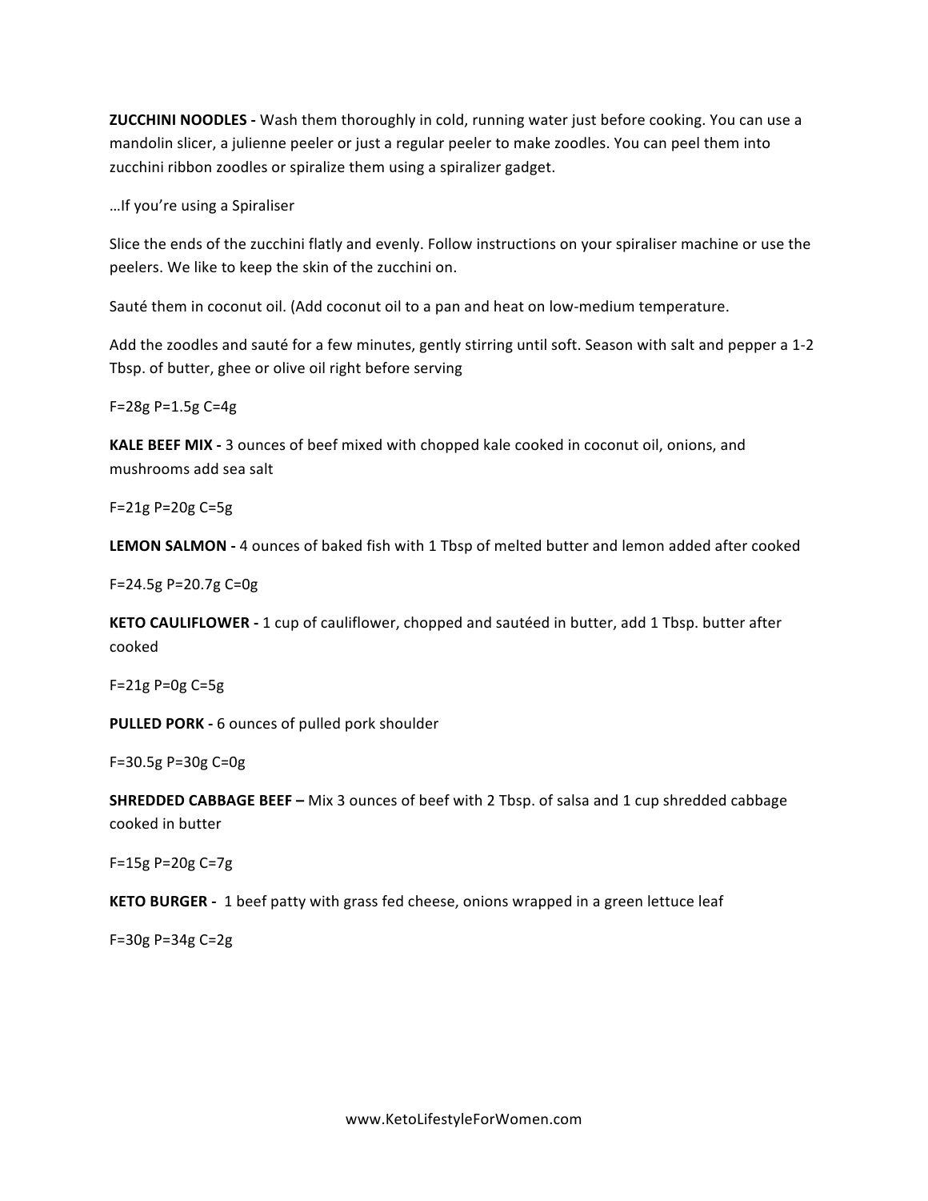**ZUCCHINI NOODLES -** Wash them thoroughly in cold, running water just before cooking. You can use a mandolin slicer, a julienne peeler or just a regular peeler to make zoodles. You can peel them into zucchini ribbon zoodles or spiralize them using a spiralizer gadget.

…If you're using a Spiraliser

Slice the ends of the zucchini flatly and evenly. Follow instructions on your spiraliser machine or use the peelers. We like to keep the skin of the zucchini on.

Sauté them in coconut oil. (Add coconut oil to a pan and heat on low-medium temperature.

Add the zoodles and sauté for a few minutes, gently stirring until soft. Season with salt and pepper a 1-2 Tbsp. of butter, ghee or olive oil right before serving

F=28g P=1.5g C=4g

**KALE BEEF MIX -** 3 ounces of beef mixed with chopped kale cooked in coconut oil, onions, and mushrooms add sea salt

F=21g P=20g C=5g

**LEMON SALMON -** 4 ounces of baked fish with 1 Tbsp of melted butter and lemon added after cooked

F=24.5g P=20.7g C=0g

**KETO CAULIFLOWER -** 1 cup of cauliflower, chopped and sautéed in butter, add 1 Tbsp. butter after cooked

F=21g P=0g C=5g

**PULLED PORK -** 6 ounces of pulled pork shoulder

F=30.5g P=30g C=0g

**SHREDDED CABBAGE BEEF –** Mix 3 ounces of beef with 2 Tbsp. of salsa and 1 cup shredded cabbage cooked in butter

F=15g P=20g C=7g

**KETO BURGER -** 1 beef patty with grass fed cheese, onions wrapped in a green lettuce leaf

F=30g P=34g C=2g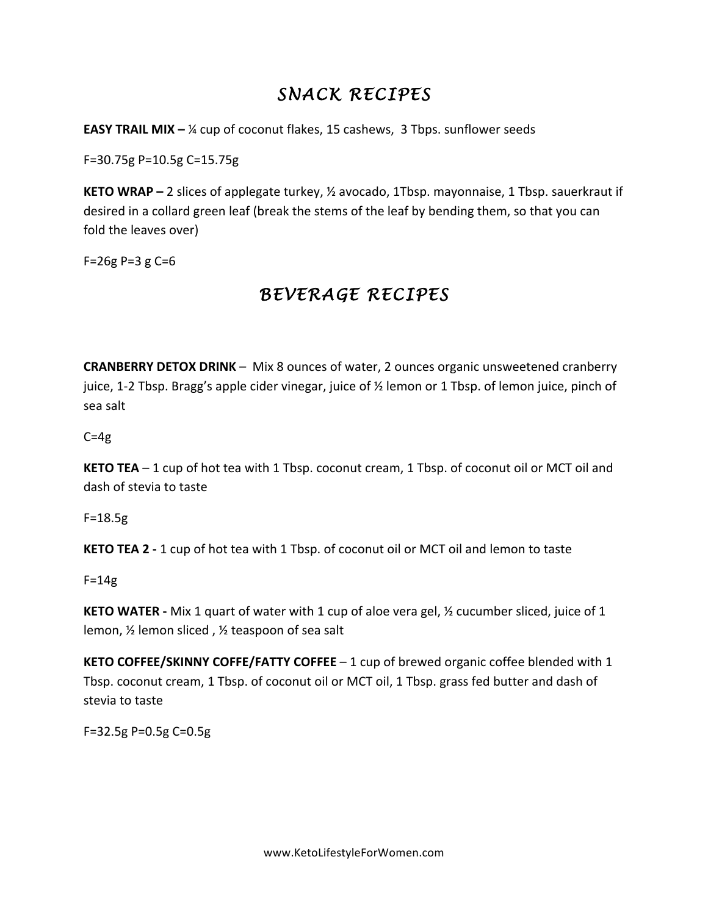# *SNACK RECIPES*

**EASY TRAIL MIX –** ¼ cup of coconut flakes, 15 cashews, 3 Tbps. sunflower seeds

F=30.75g P=10.5g C=15.75g

**KETO WRAP –** 2 slices of applegate turkey, ½ avocado, 1Tbsp. mayonnaise, 1 Tbsp. sauerkraut if desired in a collard green leaf (break the stems of the leaf by bending them, so that you can fold the leaves over)

F=26g P=3 g C=6

# *BEVERAGE RECIPES*

**CRANBERRY DETOX DRINK** – Mix 8 ounces of water, 2 ounces organic unsweetened cranberry juice, 1-2 Tbsp. Bragg's apple cider vinegar, juice of ½ lemon or 1 Tbsp. of lemon juice, pinch of sea salt

C=4g

**KETO TEA** – 1 cup of hot tea with 1 Tbsp. coconut cream, 1 Tbsp. of coconut oil or MCT oil and dash of stevia to taste

F=18.5g

**KETO TEA 2 -** 1 cup of hot tea with 1 Tbsp. of coconut oil or MCT oil and lemon to taste

F=14g

**KETO WATER -** Mix 1 quart of water with 1 cup of aloe vera gel, ½ cucumber sliced, juice of 1 lemon, ½ lemon sliced , ½ teaspoon of sea salt

**KETO COFFEE/SKINNY COFFE/FATTY COFFEE** – 1 cup of brewed organic coffee blended with 1 Tbsp. coconut cream, 1 Tbsp. of coconut oil or MCT oil, 1 Tbsp. grass fed butter and dash of stevia to taste

F=32.5g P=0.5g C=0.5g